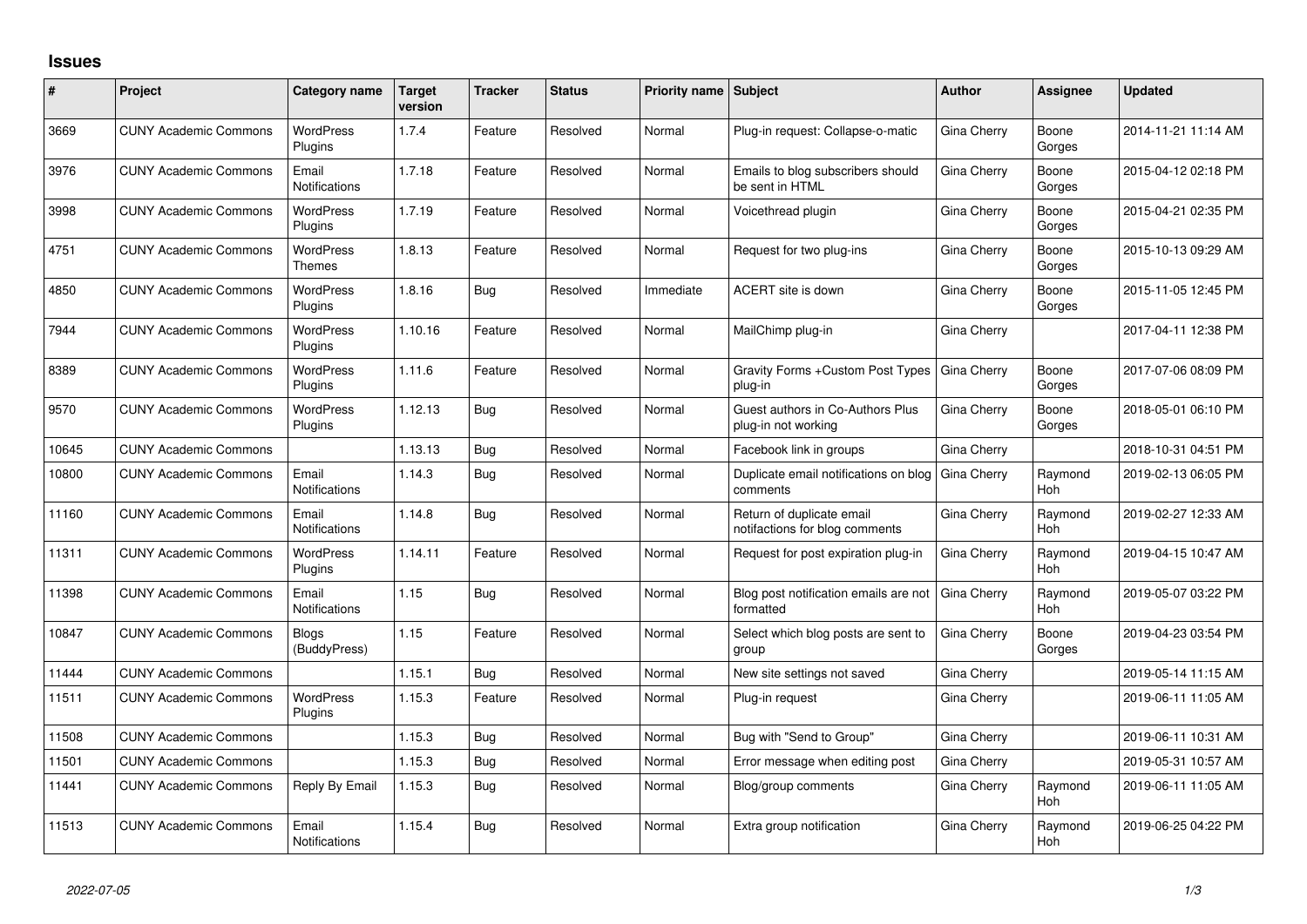# Issues

| # | Project | Category name | Target version | Tracker | Status | Priority name | Subject | Author | Assignee | Updated |
|---|---|---|---|---|---|---|---|---|---|---|
| 3669 | CUNY Academic Commons | WordPress Plugins | 1.7.4 | Feature | Resolved | Normal | Plug-in request: Collapse-o-matic | Gina Cherry | Boone Gorges | 2014-11-21 11:14 AM |
| 3976 | CUNY Academic Commons | Email Notifications | 1.7.18 | Feature | Resolved | Normal | Emails to blog subscribers should be sent in HTML | Gina Cherry | Boone Gorges | 2015-04-12 02:18 PM |
| 3998 | CUNY Academic Commons | WordPress Plugins | 1.7.19 | Feature | Resolved | Normal | Voicethread plugin | Gina Cherry | Boone Gorges | 2015-04-21 02:35 PM |
| 4751 | CUNY Academic Commons | WordPress Themes | 1.8.13 | Feature | Resolved | Normal | Request for two plug-ins | Gina Cherry | Boone Gorges | 2015-10-13 09:29 AM |
| 4850 | CUNY Academic Commons | WordPress Plugins | 1.8.16 | Bug | Resolved | Immediate | ACERT site is down | Gina Cherry | Boone Gorges | 2015-11-05 12:45 PM |
| 7944 | CUNY Academic Commons | WordPress Plugins | 1.10.16 | Feature | Resolved | Normal | MailChimp plug-in | Gina Cherry | | 2017-04-11 12:38 PM |
| 8389 | CUNY Academic Commons | WordPress Plugins | 1.11.6 | Feature | Resolved | Normal | Gravity Forms +Custom Post Types plug-in | Gina Cherry | Boone Gorges | 2017-07-06 08:09 PM |
| 9570 | CUNY Academic Commons | WordPress Plugins | 1.12.13 | Bug | Resolved | Normal | Guest authors in Co-Authors Plus plug-in not working | Gina Cherry | Boone Gorges | 2018-05-01 06:10 PM |
| 10645 | CUNY Academic Commons | | 1.13.13 | Bug | Resolved | Normal | Facebook link in groups | Gina Cherry | | 2018-10-31 04:51 PM |
| 10800 | CUNY Academic Commons | Email Notifications | 1.14.3 | Bug | Resolved | Normal | Duplicate email notifications on blog comments | Gina Cherry | Raymond Hoh | 2019-02-13 06:05 PM |
| 11160 | CUNY Academic Commons | Email Notifications | 1.14.8 | Bug | Resolved | Normal | Return of duplicate email notifactions for blog comments | Gina Cherry | Raymond Hoh | 2019-02-27 12:33 AM |
| 11311 | CUNY Academic Commons | WordPress Plugins | 1.14.11 | Feature | Resolved | Normal | Request for post expiration plug-in | Gina Cherry | Raymond Hoh | 2019-04-15 10:47 AM |
| 11398 | CUNY Academic Commons | Email Notifications | 1.15 | Bug | Resolved | Normal | Blog post notification emails are not formatted | Gina Cherry | Raymond Hoh | 2019-05-07 03:22 PM |
| 10847 | CUNY Academic Commons | Blogs (BuddyPress) | 1.15 | Feature | Resolved | Normal | Select which blog posts are sent to group | Gina Cherry | Boone Gorges | 2019-04-23 03:54 PM |
| 11444 | CUNY Academic Commons | | 1.15.1 | Bug | Resolved | Normal | New site settings not saved | Gina Cherry | | 2019-05-14 11:15 AM |
| 11511 | CUNY Academic Commons | WordPress Plugins | 1.15.3 | Feature | Resolved | Normal | Plug-in request | Gina Cherry | | 2019-06-11 11:05 AM |
| 11508 | CUNY Academic Commons | | 1.15.3 | Bug | Resolved | Normal | Bug with "Send to Group" | Gina Cherry | | 2019-06-11 10:31 AM |
| 11501 | CUNY Academic Commons | | 1.15.3 | Bug | Resolved | Normal | Error message when editing post | Gina Cherry | | 2019-05-31 10:57 AM |
| 11441 | CUNY Academic Commons | Reply By Email | 1.15.3 | Bug | Resolved | Normal | Blog/group comments | Gina Cherry | Raymond Hoh | 2019-06-11 11:05 AM |
| 11513 | CUNY Academic Commons | Email Notifications | 1.15.4 | Bug | Resolved | Normal | Extra group notification | Gina Cherry | Raymond Hoh | 2019-06-25 04:22 PM |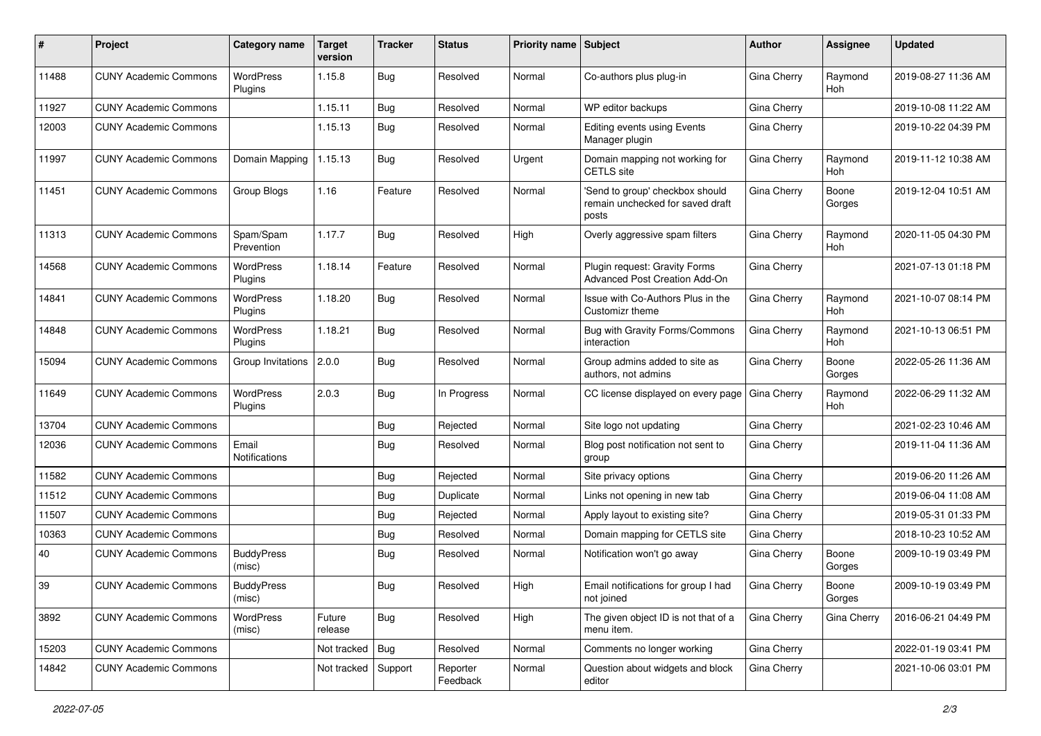| # | Project | Category name | Target version | Tracker | Status | Priority name | Subject | Author | Assignee | Updated |
|---|---|---|---|---|---|---|---|---|---|---|
| 11488 | CUNY Academic Commons | WordPress Plugins | 1.15.8 | Bug | Resolved | Normal | Co-authors plus plug-in | Gina Cherry | Raymond Hoh | 2019-08-27 11:36 AM |
| 11927 | CUNY Academic Commons | | 1.15.11 | Bug | Resolved | Normal | WP editor backups | Gina Cherry | | 2019-10-08 11:22 AM |
| 12003 | CUNY Academic Commons | | 1.15.13 | Bug | Resolved | Normal | Editing events using Events Manager plugin | Gina Cherry | | 2019-10-22 04:39 PM |
| 11997 | CUNY Academic Commons | Domain Mapping | 1.15.13 | Bug | Resolved | Urgent | Domain mapping not working for CETLS site | Gina Cherry | Raymond Hoh | 2019-11-12 10:38 AM |
| 11451 | CUNY Academic Commons | Group Blogs | 1.16 | Feature | Resolved | Normal | 'Send to group' checkbox should remain unchecked for saved draft posts | Gina Cherry | Boone Gorges | 2019-12-04 10:51 AM |
| 11313 | CUNY Academic Commons | Spam/Spam Prevention | 1.17.7 | Bug | Resolved | High | Overly aggressive spam filters | Gina Cherry | Raymond Hoh | 2020-11-05 04:30 PM |
| 14568 | CUNY Academic Commons | WordPress Plugins | 1.18.14 | Feature | Resolved | Normal | Plugin request: Gravity Forms Advanced Post Creation Add-On | Gina Cherry | | 2021-07-13 01:18 PM |
| 14841 | CUNY Academic Commons | WordPress Plugins | 1.18.20 | Bug | Resolved | Normal | Issue with Co-Authors Plus in the Customizr theme | Gina Cherry | Raymond Hoh | 2021-10-07 08:14 PM |
| 14848 | CUNY Academic Commons | WordPress Plugins | 1.18.21 | Bug | Resolved | Normal | Bug with Gravity Forms/Commons interaction | Gina Cherry | Raymond Hoh | 2021-10-13 06:51 PM |
| 15094 | CUNY Academic Commons | Group Invitations | 2.0.0 | Bug | Resolved | Normal | Group admins added to site as authors, not admins | Gina Cherry | Boone Gorges | 2022-05-26 11:36 AM |
| 11649 | CUNY Academic Commons | WordPress Plugins | 2.0.3 | Bug | In Progress | Normal | CC license displayed on every page | Gina Cherry | Raymond Hoh | 2022-06-29 11:32 AM |
| 13704 | CUNY Academic Commons | | | Bug | Rejected | Normal | Site logo not updating | Gina Cherry | | 2021-02-23 10:46 AM |
| 12036 | CUNY Academic Commons | Email Notifications | | Bug | Resolved | Normal | Blog post notification not sent to group | Gina Cherry | | 2019-11-04 11:36 AM |
| 11582 | CUNY Academic Commons | | | Bug | Rejected | Normal | Site privacy options | Gina Cherry | | 2019-06-20 11:26 AM |
| 11512 | CUNY Academic Commons | | | Bug | Duplicate | Normal | Links not opening in new tab | Gina Cherry | | 2019-06-04 11:08 AM |
| 11507 | CUNY Academic Commons | | | Bug | Rejected | Normal | Apply layout to existing site? | Gina Cherry | | 2019-05-31 01:33 PM |
| 10363 | CUNY Academic Commons | | | Bug | Resolved | Normal | Domain mapping for CETLS site | Gina Cherry | | 2018-10-23 10:52 AM |
| 40 | CUNY Academic Commons | BuddyPress (misc) | | Bug | Resolved | Normal | Notification won't go away | Gina Cherry | Boone Gorges | 2009-10-19 03:49 PM |
| 39 | CUNY Academic Commons | BuddyPress (misc) | | Bug | Resolved | High | Email notifications for group I had not joined | Gina Cherry | Boone Gorges | 2009-10-19 03:49 PM |
| 3892 | CUNY Academic Commons | WordPress (misc) | Future release | Bug | Resolved | High | The given object ID is not that of a menu item. | Gina Cherry | Gina Cherry | 2016-06-21 04:49 PM |
| 15203 | CUNY Academic Commons | | Not tracked | Bug | Resolved | Normal | Comments no longer working | Gina Cherry | | 2022-01-19 03:41 PM |
| 14842 | CUNY Academic Commons | | Not tracked | Support | Reporter Feedback | Normal | Question about widgets and block editor | Gina Cherry | | 2021-10-06 03:01 PM |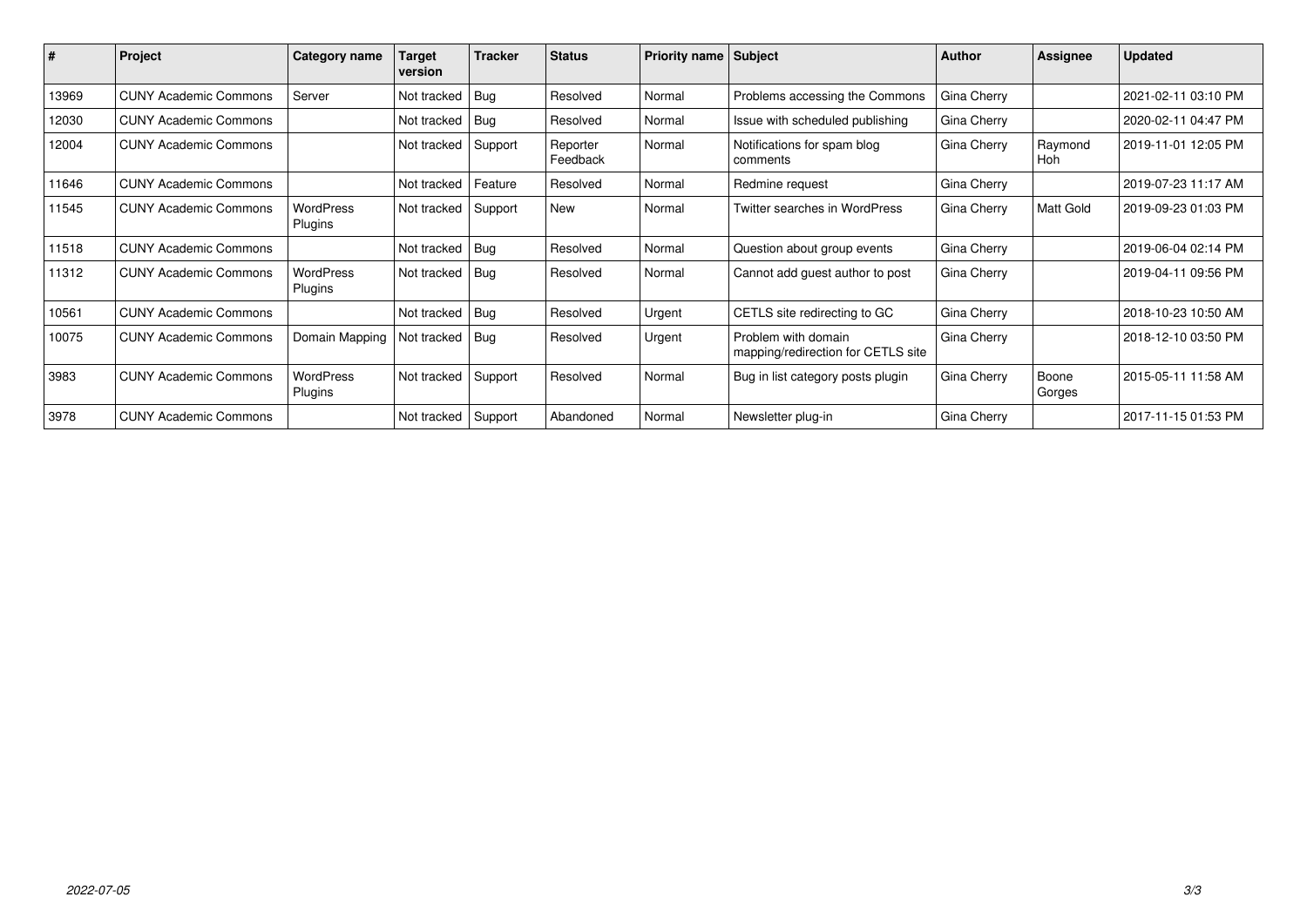| # | Project | Category name | Target version | Tracker | Status | Priority name | Subject | Author | Assignee | Updated |
|---|---|---|---|---|---|---|---|---|---|---|
| 13969 | CUNY Academic Commons | Server | Not tracked | Bug | Resolved | Normal | Problems accessing the Commons | Gina Cherry | | 2021-02-11 03:10 PM |
| 12030 | CUNY Academic Commons | | Not tracked | Bug | Resolved | Normal | Issue with scheduled publishing | Gina Cherry | | 2020-02-11 04:47 PM |
| 12004 | CUNY Academic Commons | | Not tracked | Support | Reporter Feedback | Normal | Notifications for spam blog comments | Gina Cherry | Raymond Hoh | 2019-11-01 12:05 PM |
| 11646 | CUNY Academic Commons | | Not tracked | Feature | Resolved | Normal | Redmine request | Gina Cherry | | 2019-07-23 11:17 AM |
| 11545 | CUNY Academic Commons | WordPress Plugins | Not tracked | Support | New | Normal | Twitter searches in WordPress | Gina Cherry | Matt Gold | 2019-09-23 01:03 PM |
| 11518 | CUNY Academic Commons | | Not tracked | Bug | Resolved | Normal | Question about group events | Gina Cherry | | 2019-06-04 02:14 PM |
| 11312 | CUNY Academic Commons | WordPress Plugins | Not tracked | Bug | Resolved | Normal | Cannot add guest author to post | Gina Cherry | | 2019-04-11 09:56 PM |
| 10561 | CUNY Academic Commons | | Not tracked | Bug | Resolved | Urgent | CETLS site redirecting to GC | Gina Cherry | | 2018-10-23 10:50 AM |
| 10075 | CUNY Academic Commons | Domain Mapping | Not tracked | Bug | Resolved | Urgent | Problem with domain mapping/redirection for CETLS site | Gina Cherry | | 2018-12-10 03:50 PM |
| 3983 | CUNY Academic Commons | WordPress Plugins | Not tracked | Support | Resolved | Normal | Bug in list category posts plugin | Gina Cherry | Boone Gorges | 2015-05-11 11:58 AM |
| 3978 | CUNY Academic Commons | | Not tracked | Support | Abandoned | Normal | Newsletter plug-in | Gina Cherry | | 2017-11-15 01:53 PM |